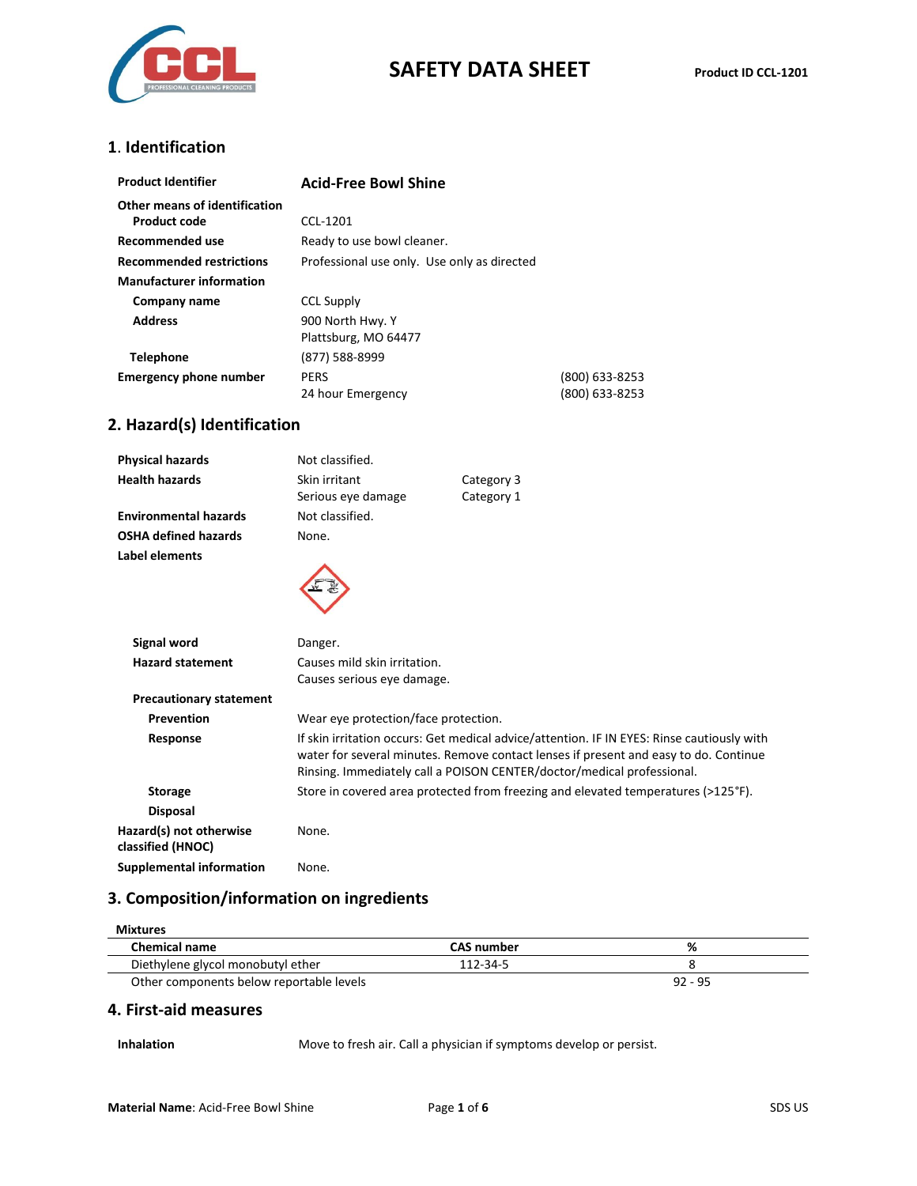# SAFETY DATA SHEET

**Product ID CCL-1201**

## 1. Identification

| | |
|---|---|
| **Product Identifier** | **Acid-Free Bowl Shine** |
| **Other means of identification** | |
| **Product code** | CCL-1201 |
| **Recommended use** | Ready to use bowl cleaner. |
| **Recommended restrictions** | Professional use only. Use only as directed |
| **Manufacturer information** | |
| **Company name** | CCL Supply |
| **Address** | 900 North Hwy. Y<br>Plattsburg, MO 64477 |
| **Telephone** | (877) 588-8999 |
| **Emergency phone number** | PERS (800) 633-8253<br>24 hour Emergency (800) 633-8253 |

## 2. Hazard(s) Identification

| | | |
|---|---|---|
| **Physical hazards** | Not classified. | |
| **Health hazards** | Skin irritant | Category 3 |
| | Serious eye damage | Category 1 |
| **Environmental hazards** | Not classified. | |
| **OSHA defined hazards** | None. | |

**Label elements**

**Signal word** Danger.

**Hazard statement** Causes mild skin irritation.
Causes serious eye damage.

**Precautionary statement**

**Prevention** Wear eye protection/face protection.

**Response** If skin irritation occurs: Get medical advice/attention. IF IN EYES: Rinse cautiously with water for several minutes. Remove contact lenses if present and easy to do. Continue Rinsing. Immediately call a POISON CENTER/doctor/medical professional.

**Storage** Store in covered area protected from freezing and elevated temperatures (>125°F).

**Disposal**

**Hazard(s) not otherwise classified (HNOC)** None.

**Supplemental information** None.

## 3. Composition/information on ingredients

**Mixtures**

| Chemical name | CAS number | % |
|---|---|---|
| Diethylene glycol monobutyl ether | 112-34-5 | 8 |
| Other components below reportable levels | | 92 - 95 |

## 4. First-aid measures

**Inhalation** Move to fresh air. Call a physician if symptoms develop or persist.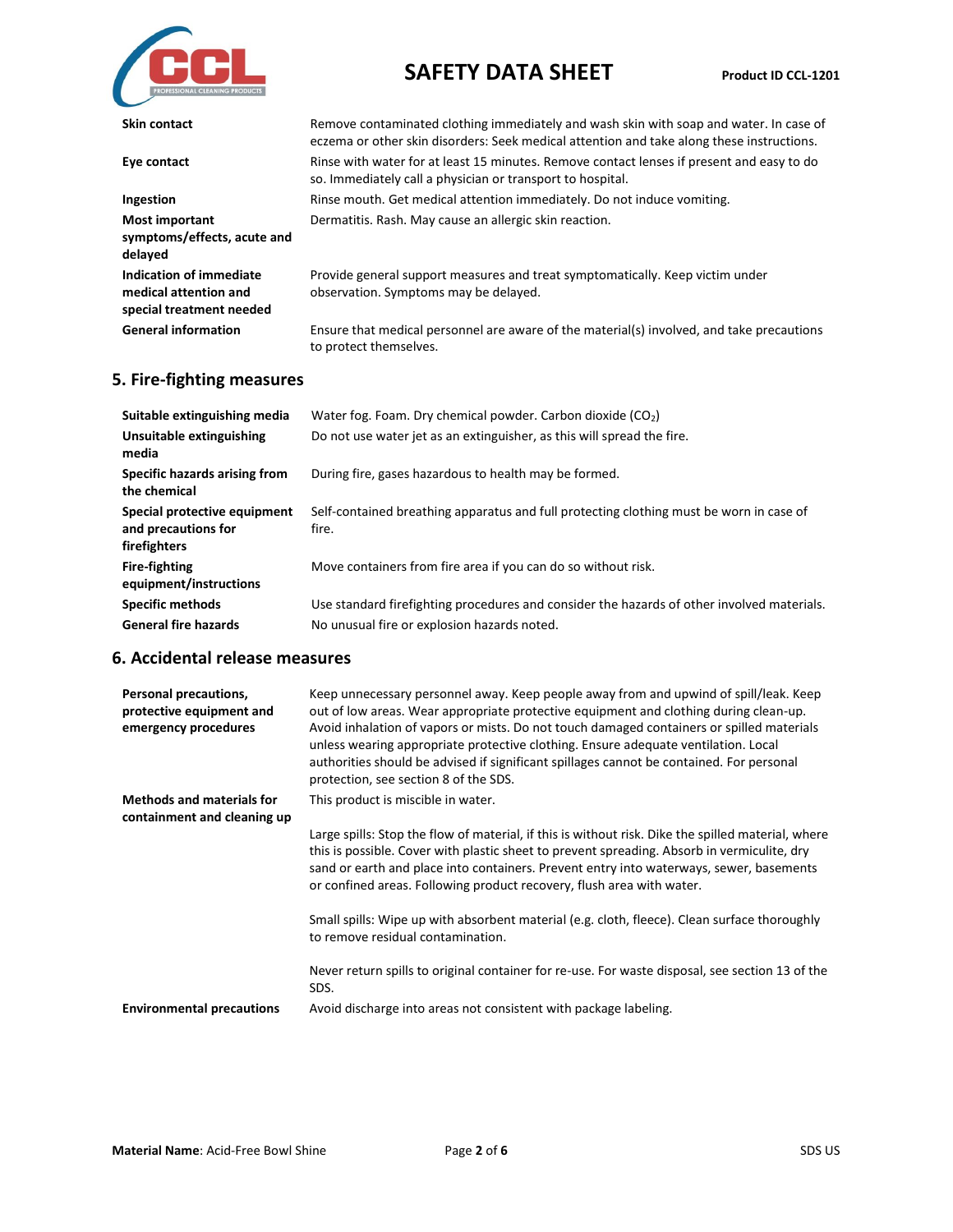| | |
|---|---|
| **Skin contact** | Remove contaminated clothing immediately and wash skin with soap and water. In case of eczema or other skin disorders: Seek medical attention and take along these instructions. |
| **Eye contact** | Rinse with water for at least 15 minutes. Remove contact lenses if present and easy to do so. Immediately call a physician or transport to hospital. |
| **Ingestion** | Rinse mouth. Get medical attention immediately. Do not induce vomiting. |
| **Most important symptoms/effects, acute and delayed** | Dermatitis. Rash. May cause an allergic skin reaction. |
| **Indication of immediate medical attention and special treatment needed** | Provide general support measures and treat symptomatically. Keep victim under observation. Symptoms may be delayed. |
| **General information** | Ensure that medical personnel are aware of the material(s) involved, and take precautions to protect themselves. |

## 5. Fire-fighting measures

| | |
|---|---|
| **Suitable extinguishing media** | Water fog. Foam. Dry chemical powder. Carbon dioxide ($CO_2$) |
| **Unsuitable extinguishing media** | Do not use water jet as an extinguisher, as this will spread the fire. |
| **Specific hazards arising from the chemical** | During fire, gases hazardous to health may be formed. |
| **Special protective equipment and precautions for firefighters** | Self-contained breathing apparatus and full protecting clothing must be worn in case of fire. |
| **Fire-fighting equipment/instructions** | Move containers from fire area if you can do so without risk. |
| **Specific methods** | Use standard firefighting procedures and consider the hazards of other involved materials. |
| **General fire hazards** | No unusual fire or explosion hazards noted. |

## 6. Accidental release measures

| | |
|---|---|
| **Personal precautions, protective equipment and emergency procedures** | Keep unnecessary personnel away. Keep people away from and upwind of spill/leak. Keep out of low areas. Wear appropriate protective equipment and clothing during clean-up. Avoid inhalation of vapors or mists. Do not touch damaged containers or spilled materials unless wearing appropriate protective clothing. Ensure adequate ventilation. Local authorities should be advised if significant spillages cannot be contained. For personal protection, see section 8 of the SDS. |
| **Methods and materials for containment and cleaning up** | This product is miscible in water.<br><br>Large spills: Stop the flow of material, if this is without risk. Dike the spilled material, where this is possible. Cover with plastic sheet to prevent spreading. Absorb in vermiculite, dry sand or earth and place into containers. Prevent entry into waterways, sewer, basements or confined areas. Following product recovery, flush area with water.<br><br>Small spills: Wipe up with absorbent material (e.g. cloth, fleece). Clean surface thoroughly to remove residual contamination.<br><br>Never return spills to original container for re-use. For waste disposal, see section 13 of the SDS. |
| **Environmental precautions** | Avoid discharge into areas not consistent with package labeling. |

**Material Name**: Acid-Free Bowl Shine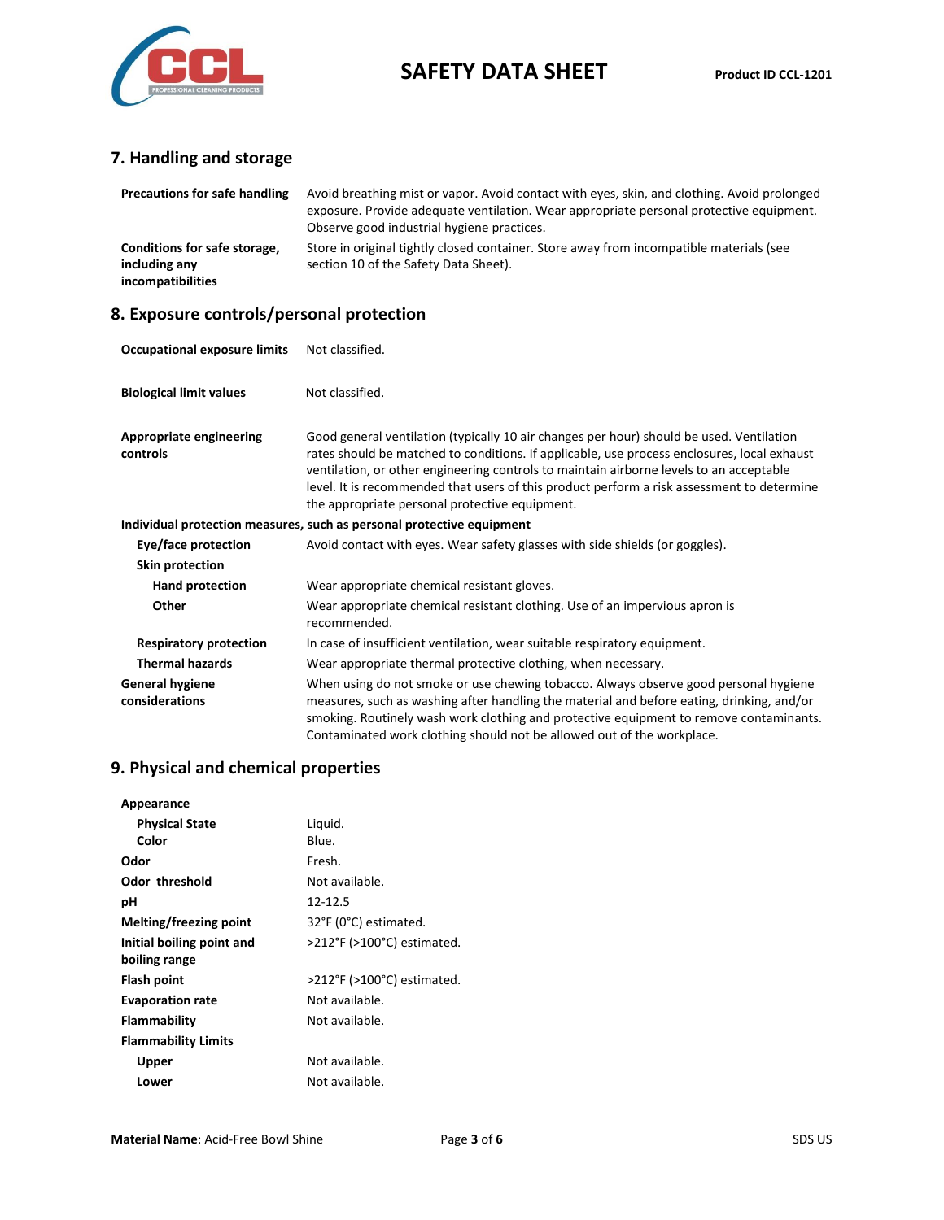## 7. Handling and storage

| | |
|---|---|
| **Precautions for safe handling** | Avoid breathing mist or vapor. Avoid contact with eyes, skin, and clothing. Avoid prolonged exposure. Provide adequate ventilation. Wear appropriate personal protective equipment. Observe good industrial hygiene practices. |
| **Conditions for safe storage, including any incompatibilities** | Store in original tightly closed container. Store away from incompatible materials (see section 10 of the Safety Data Sheet). |

## 8. Exposure controls/personal protection

| | |
|---|---|
| **Occupational exposure limits** | Not classified. |
| **Biological limit values** | Not classified. |
| **Appropriate engineering controls** | Good general ventilation (typically 10 air changes per hour) should be used. Ventilation rates should be matched to conditions. If applicable, use process enclosures, local exhaust ventilation, or other engineering controls to maintain airborne levels to an acceptable level. It is recommended that users of this product perform a risk assessment to determine the appropriate personal protective equipment. |

**Individual protection measures, such as personal protective equipment**

| | |
|---|---|
| **Eye/face protection** | Avoid contact with eyes. Wear safety glasses with side shields (or goggles). |
| **Skin protection** | |
| **Hand protection** | Wear appropriate chemical resistant gloves. |
| **Other** | Wear appropriate chemical resistant clothing. Use of an impervious apron is recommended. |
| **Respiratory protection** | In case of insufficient ventilation, wear suitable respiratory equipment. |
| **Thermal hazards** | Wear appropriate thermal protective clothing, when necessary. |
| **General hygiene considerations** | When using do not smoke or use chewing tobacco. Always observe good personal hygiene measures, such as washing after handling the material and before eating, drinking, and/or smoking. Routinely wash work clothing and protective equipment to remove contaminants. Contaminated work clothing should not be allowed out of the workplace. |

## 9. Physical and chemical properties

| | |
|---|---|
| **Appearance** | |
| **Physical State** | Liquid. |
| **Color** | Blue. |
| **Odor** | Fresh. |
| **Odor threshold** | Not available. |
| **pH** | 12-12.5 |
| **Melting/freezing point** | 32°F (0°C) estimated. |
| **Initial boiling point and boiling range** | >212°F (>100°C) estimated. |
| **Flash point** | >212°F (>100°C) estimated. |
| **Evaporation rate** | Not available. |
| **Flammability** | Not available. |
| **Flammability Limits** | |
| **Upper** | Not available. |
| **Lower** | Not available. |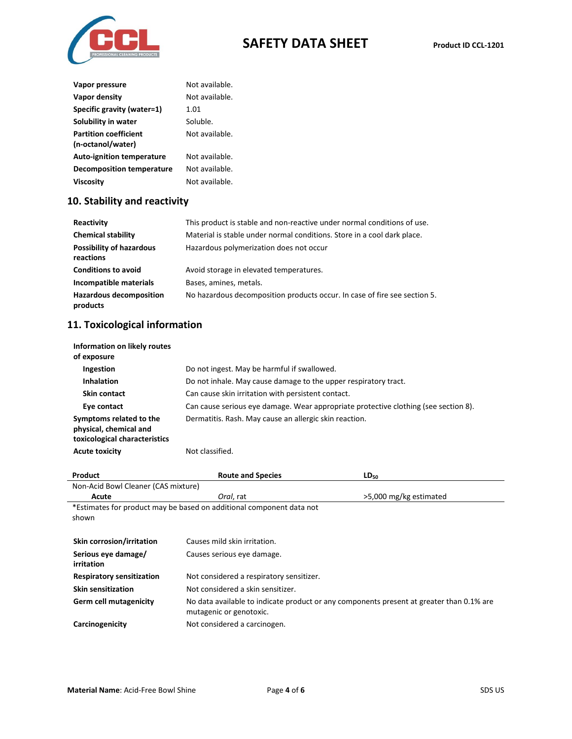| | |
|---|---|
| **Vapor pressure** | Not available. |
| **Vapor density** | Not available. |
| **Specific gravity (water=1)** | 1.01 |
| **Solubility in water** | Soluble. |
| **Partition coefficient (n-octanol/water)** | Not available. |
| **Auto-ignition temperature** | Not available. |
| **Decomposition temperature** | Not available. |
| **Viscosity** | Not available. |

## 10. Stability and reactivity

| | |
|---|---|
| **Reactivity** | This product is stable and non-reactive under normal conditions of use. |
| **Chemical stability** | Material is stable under normal conditions. Store in a cool dark place. |
| **Possibility of hazardous reactions** | Hazardous polymerization does not occur |
| **Conditions to avoid** | Avoid storage in elevated temperatures. |
| **Incompatible materials** | Bases, amines, metals. |
| **Hazardous decomposition products** | No hazardous decomposition products occur. In case of fire see section 5. |

## 11. Toxicological information

**Information on likely routes of exposure**

| | |
|---|---|
| **Ingestion** | Do not ingest. May be harmful if swallowed. |
| **Inhalation** | Do not inhale. May cause damage to the upper respiratory tract. |
| **Skin contact** | Can cause skin irritation with persistent contact. |
| **Eye contact** | Can cause serious eye damage. Wear appropriate protective clothing (see section 8). |
| **Symptoms related to the physical, chemical and toxicological characteristics** | Dermatitis. Rash. May cause an allergic skin reaction. |
| **Acute toxicity** | Not classified. |

| Product | Route and Species | $LD_{50}$ |
|---|---|---|
| Non-Acid Bowl Cleaner (CAS mixture) | | |
| **Acute** | *Oral*, rat | >5,000 mg/kg estimated |

*Estimates for product may be based on additional component data not shown

| | |
|---|---|
| **Skin corrosion/irritation** | Causes mild skin irritation. |
| **Serious eye damage/ irritation** | Causes serious eye damage. |
| **Respiratory sensitization** | Not considered a respiratory sensitizer. |
| **Skin sensitization** | Not considered a skin sensitizer. |
| **Germ cell mutagenicity** | No data available to indicate product or any components present at greater than 0.1% are mutagenic or genotoxic. |
| **Carcinogenicity** | Not considered a carcinogen. |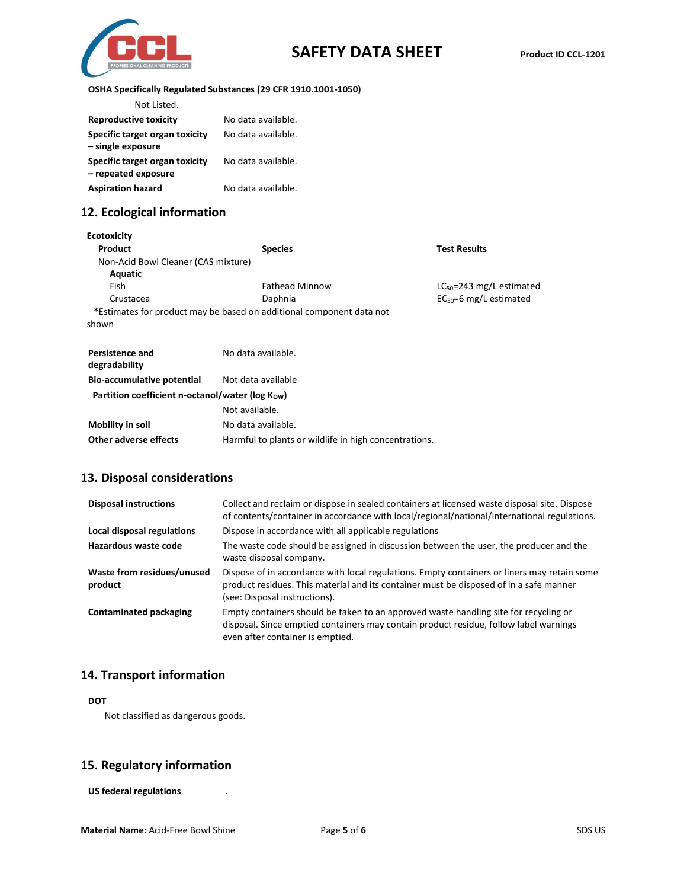**OSHA Specifically Regulated Substances (29 CFR 1910.1001-1050)**

Not Listed.

| | |
|---|---|
| **Reproductive toxicity** | No data available. |
| **Specific target organ toxicity – single exposure** | No data available. |
| **Specific target organ toxicity – repeated exposure** | No data available. |
| **Aspiration hazard** | No data available. |

## 12. Ecological information

**Ecotoxicity**

| Product | Species | Test Results |
|---|---|---|
| Non-Acid Bowl Cleaner (CAS mixture) | | |
| **Aquatic** | | |
| Fish | Fathead Minnow | $LC_{50}$=243 mg/L estimated |
| Crustacea | Daphnia | $EC_{50}$=6 mg/L estimated |

*Estimates for product may be based on additional component data not shown

| | |
|---|---|
| **Persistence and degradability** | No data available. |
| **Bio-accumulative potential** | Not data available |
| **Partition coefficient n-octanol/water (log $K_{OW}$)** | Not available. |
| **Mobility in soil** | No data available. |
| **Other adverse effects** | Harmful to plants or wildlife in high concentrations. |

## 13. Disposal considerations

| | |
|---|---|
| **Disposal instructions** | Collect and reclaim or dispose in sealed containers at licensed waste disposal site. Dispose of contents/container in accordance with local/regional/national/international regulations. |
| **Local disposal regulations** | Dispose in accordance with all applicable regulations |
| **Hazardous waste code** | The waste code should be assigned in discussion between the user, the producer and the waste disposal company. |
| **Waste from residues/unused product** | Dispose of in accordance with local regulations. Empty containers or liners may retain some product residues. This material and its container must be disposed of in a safe manner (see: Disposal instructions). |
| **Contaminated packaging** | Empty containers should be taken to an approved waste handling site for recycling or disposal. Since emptied containers may contain product residue, follow label warnings even after container is emptied. |

## 14. Transport information

**DOT**

Not classified as dangerous goods.

## 15. Regulatory information

**US federal regulations** .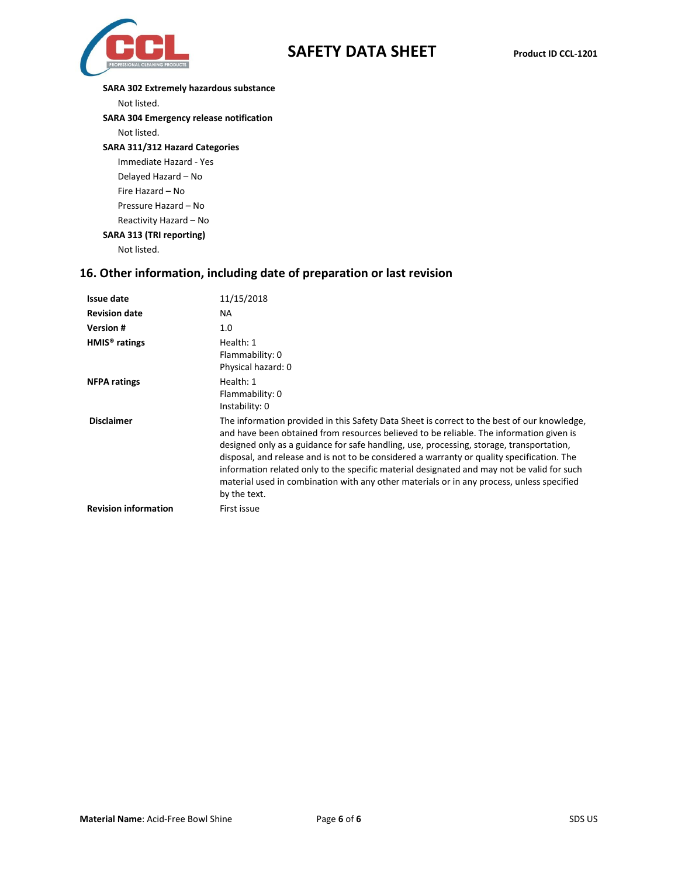**SARA 302 Extremely hazardous substance**

Not listed.

**SARA 304 Emergency release notification**

Not listed.

**SARA 311/312 Hazard Categories**

Immediate Hazard - Yes

Delayed Hazard – No

Fire Hazard – No

Pressure Hazard – No

Reactivity Hazard – No

**SARA 313 (TRI reporting)**

Not listed.

## 16. Other information, including date of preparation or last revision

| | |
|---|---|
| **Issue date** | 11/15/2018 |
| **Revision date** | NA |
| **Version #** | 1.0 |
| **HMIS® ratings** | Health: 1<br>Flammability: 0<br>Physical hazard: 0 |
| **NFPA ratings** | Health: 1<br>Flammability: 0<br>Instability: 0 |
| **Disclaimer** | The information provided in this Safety Data Sheet is correct to the best of our knowledge, and have been obtained from resources believed to be reliable. The information given is designed only as a guidance for safe handling, use, processing, storage, transportation, disposal, and release and is not to be considered a warranty or quality specification. The information related only to the specific material designated and may not be valid for such material used in combination with any other materials or in any process, unless specified by the text. |
| **Revision information** | First issue |